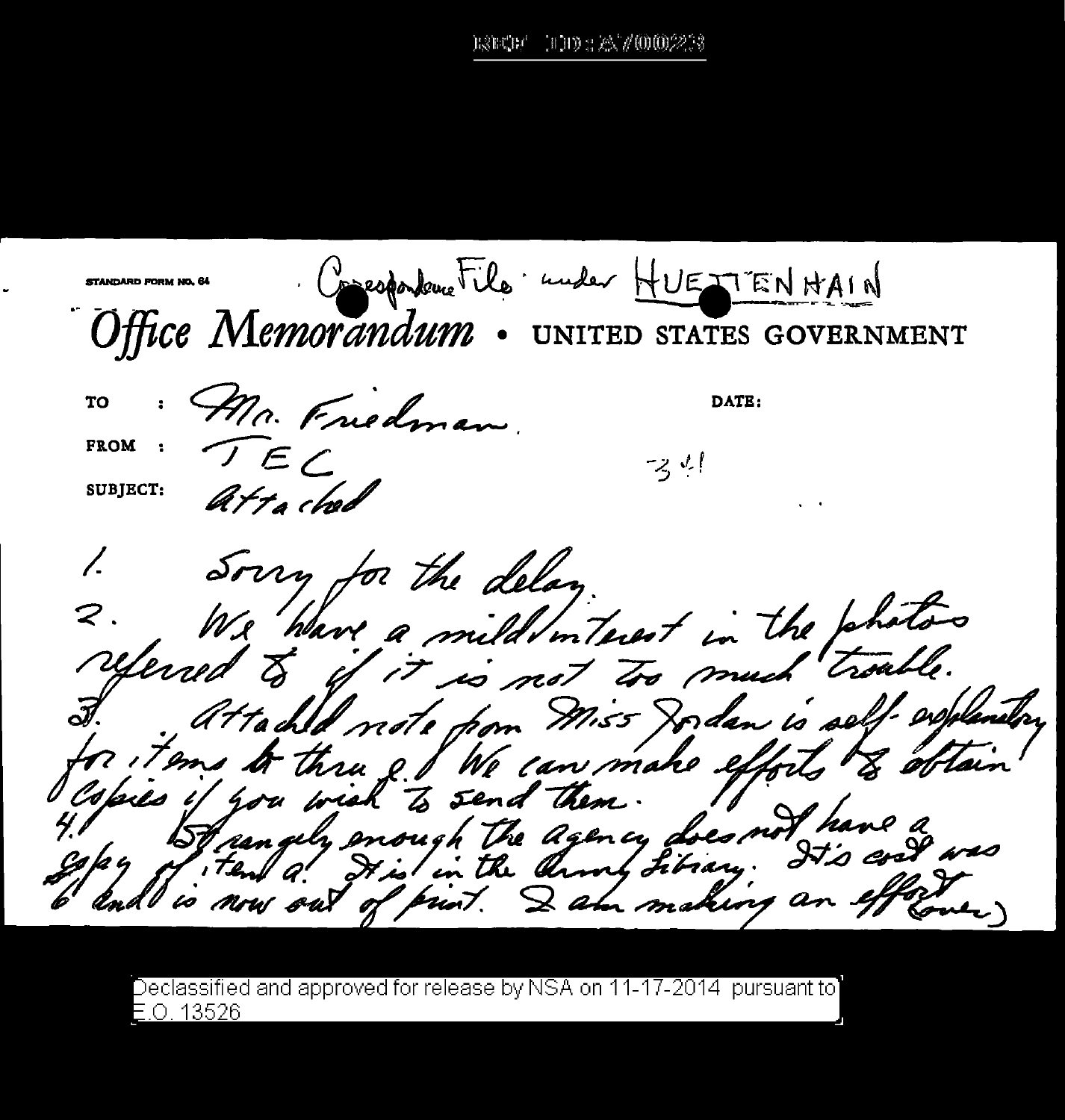REF ID:A70023

STANDARD FORM NO. 64

Correspondence File under HUETTENHAIN

# Office Memorandum • UNITED STATES GOVERNMENT

TO : Mr. Friedman.

DATE:

FROM : TEC

SUBJECT: Attached

-3-1

1. Sorry for the delay.

2. We have a mild interest in the photos referred to if it is not too much trouble.

3. Attached note from Miss Jordan is self-explanatory for items b thru e. We can make efforts to obtain copies if you wish to send them.

4. Strangely enough the agency does not have a copy of item a. It is in the Army Library. It's cost was 6 and is now out of print. I am making an effort (over)

Declassified and approved for release by NSA on 11-17-2014 pursuant to E.O. 13526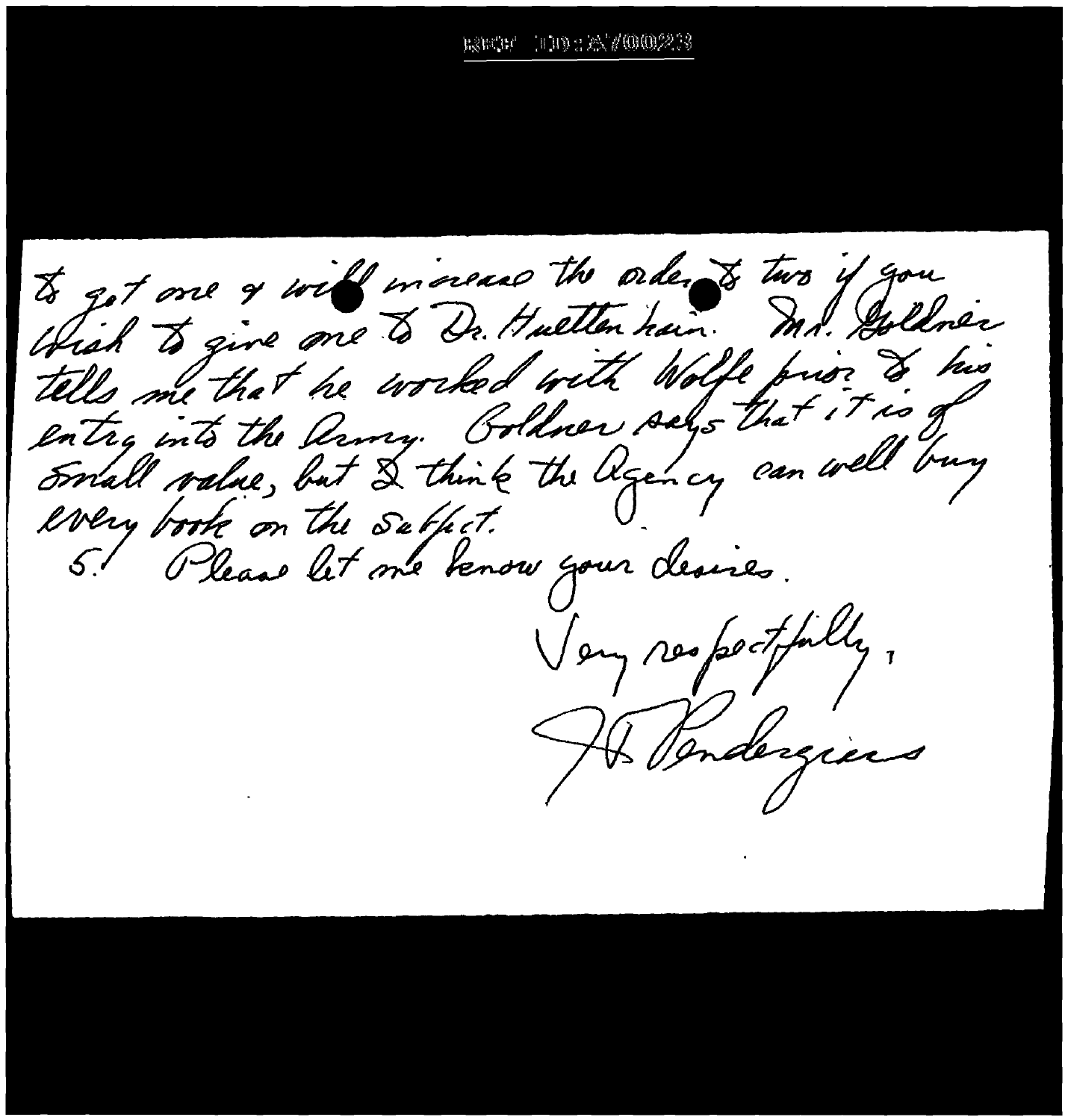to get one & will increase the order to two if you wish to give one to Dr. Huttenhain. Mr. Goldner tells me that he worked with Wolfe prior to his entry into the Army. Goldner says that it is of small value, but I think the Agency can well buy every book on the subject.

5. Please let me know your desires.

Very respectfully,

J. B. Prendergass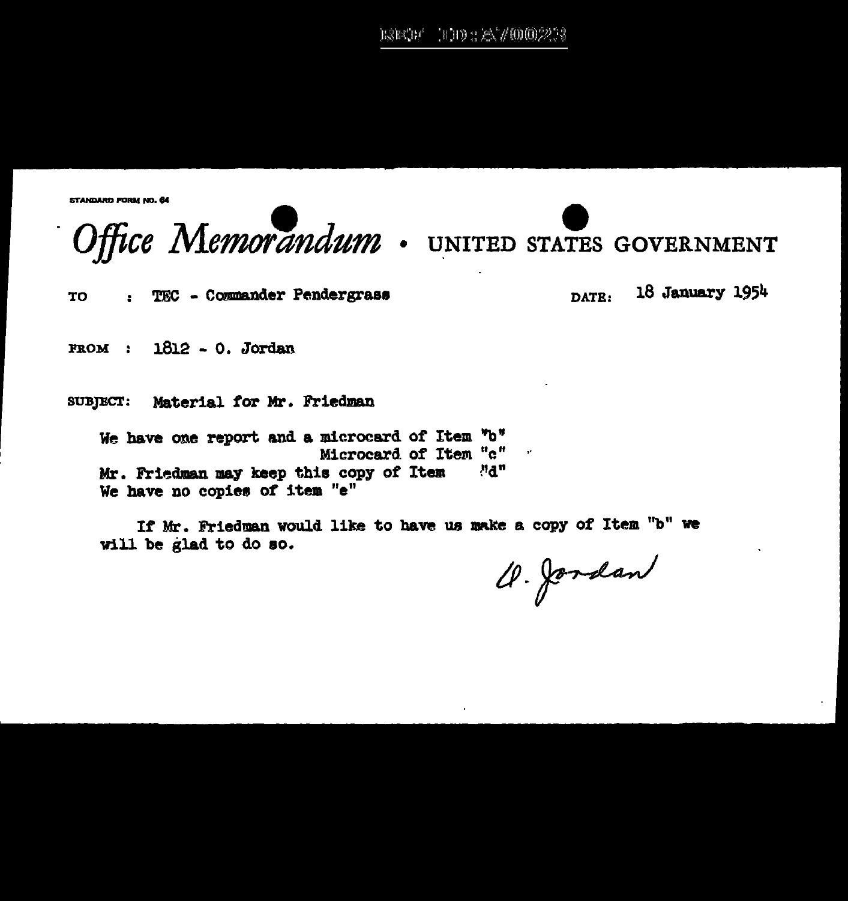STANDARD FORM NO. 64

# *Office Memorandum* • UNITED STATES GOVERNMENT

TO : TEC - Commander Pendergrass

DATE: 18 January 1954

FROM : 1812 - O. Jordan

SUBJECT: Material for Mr. Friedman

We have one report and a microcard of Item "b"
Microcard of Item "c"
Mr. Friedman may keep this copy of Item "d"
We have no copies of item "e"

If Mr. Friedman would like to have us make a copy of Item "b" we will be glad to do so.

O. Jordan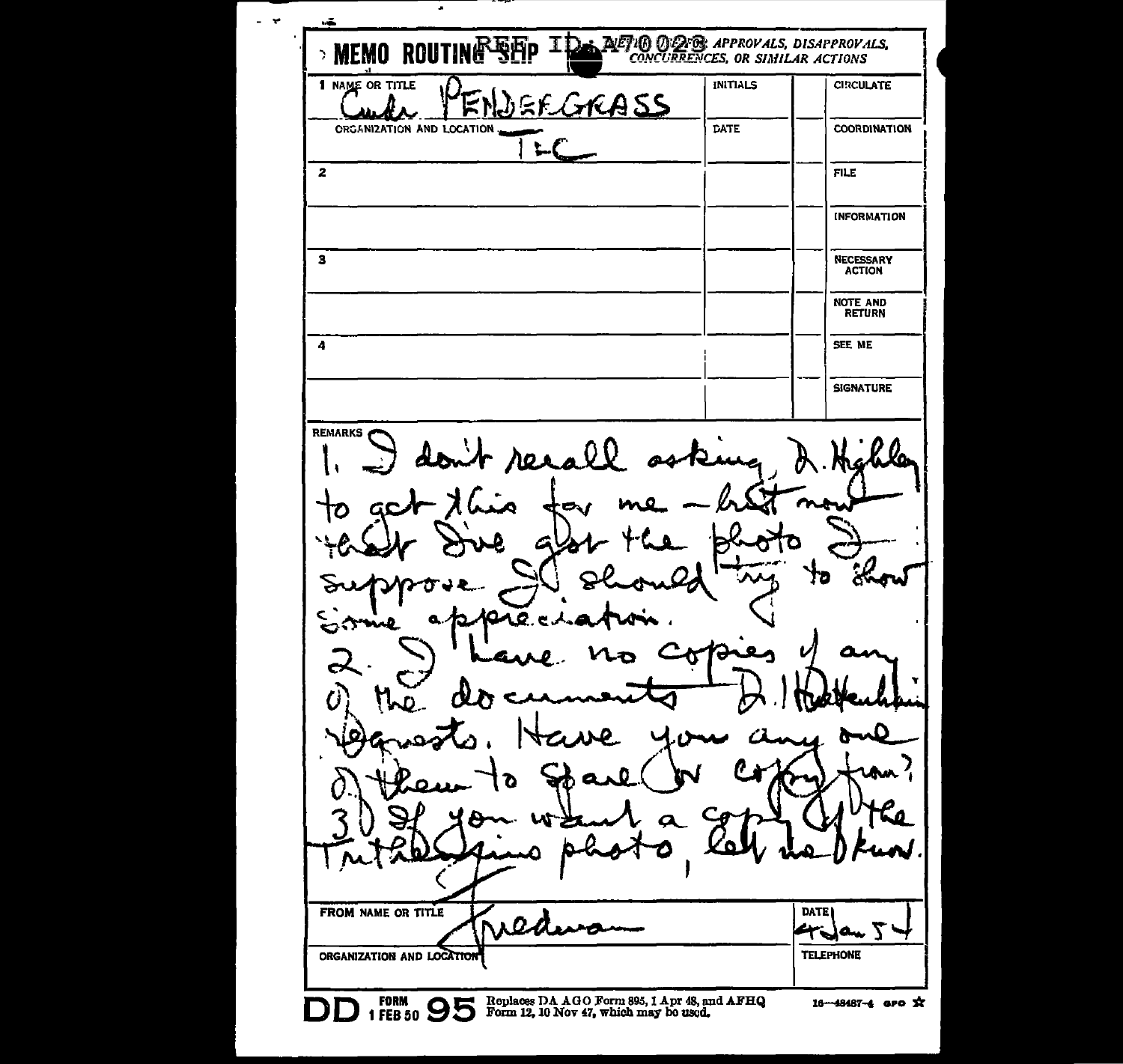# MEMO ROUTING SLIP

REF ID: A70023

NEVER USE FOR APPROVALS, DISAPPROVALS, CONCURRENCES, OR SIMILAR ACTIONS

| 1 NAME OR TITLE | INITIALS | CIRCULATE |
|---|---|---|
| Cmdr PENDERGRASS | | |
| ORGANIZATION AND LOCATION | DATE | COORDINATION |
| TLC | | |
| 2 | | FILE |
| | | INFORMATION |
| 3 | | NECESSARY ACTION |
| | | NOTE AND RETURN |
| 4 | | SEE ME |
| | | SIGNATURE |

REMARKS

1. I don't recall asking D. Highley to get this for me — but now that I've got the photo I suppose I should try to show some appreciation.

2. I have no copies of any of the documents D. Hutchin requests. Have you any one of them to spare (or copy from)?

3. If you want a copy of the Tritheimius photo, let me know.

FROM NAME OR TITLE: Friedman

DATE: 4 Jan 54

ORGANIZATION AND LOCATION

TELEPHONE

DD FORM 1 FEB 50 95 — Replaces DA AGO Form 895, 1 Apr 48, and AFHQ Form 12, 10 Nov 47, which may be used.

16—48487-4 GPO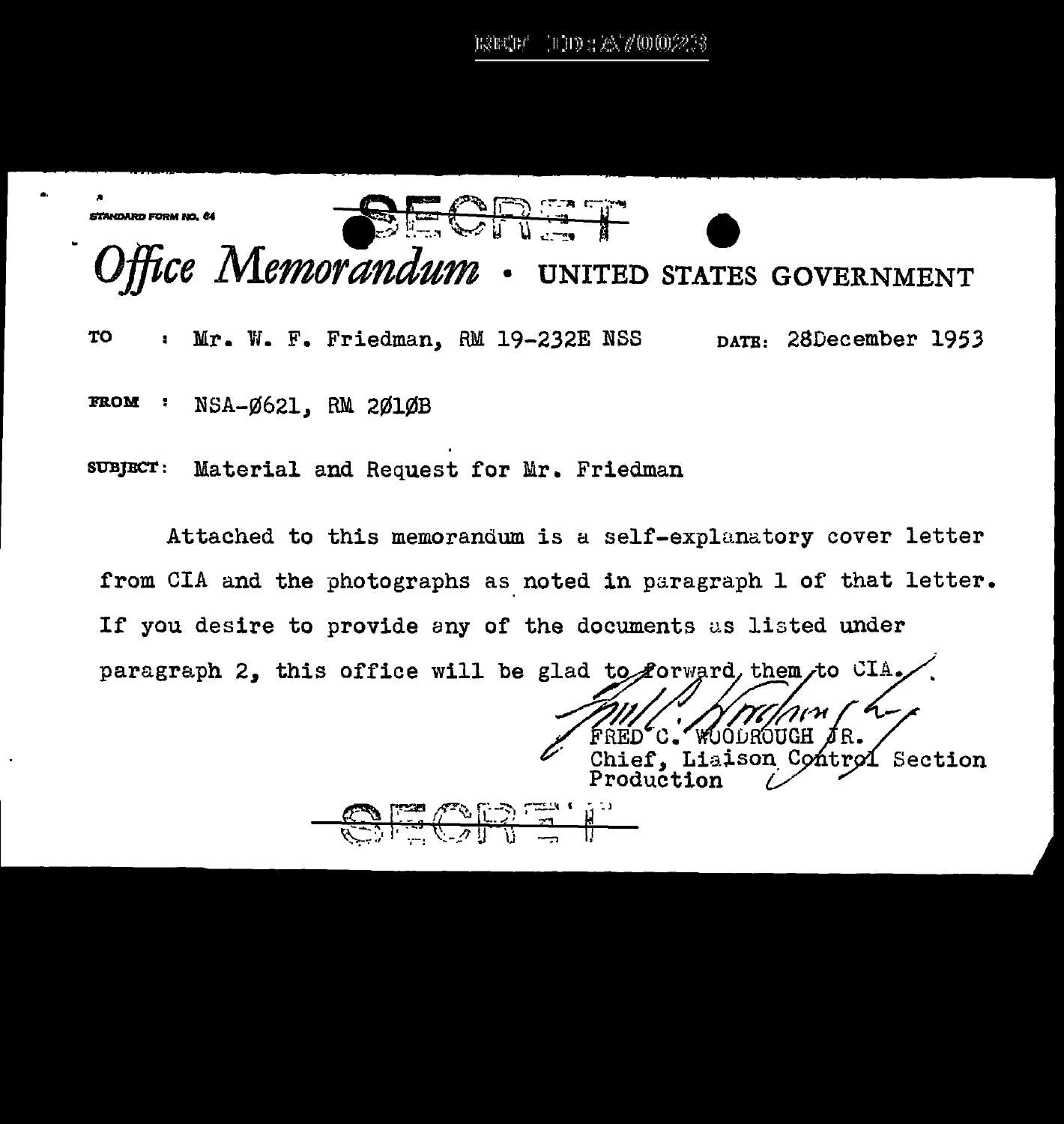REF ID:A70023

STANDARD FORM NO. 64

SECRET

# *Office Memorandum* • UNITED STATES GOVERNMENT

TO : Mr. W. F. Friedman, RM 19-232E NSS DATE: 28December 1953

FROM : NSA-Ø621, RM 2Ø1ØB

SUBJECT: Material and Request for Mr. Friedman

Attached to this memorandum is a self-explanatory cover letter from CIA and the photographs as noted in paragraph 1 of that letter. If you desire to provide any of the documents as listed under paragraph 2, this office will be glad to forward them to CIA.

FRED C. WOODROUGH JR.
Chief, Liaison Control Section
Production

SECRET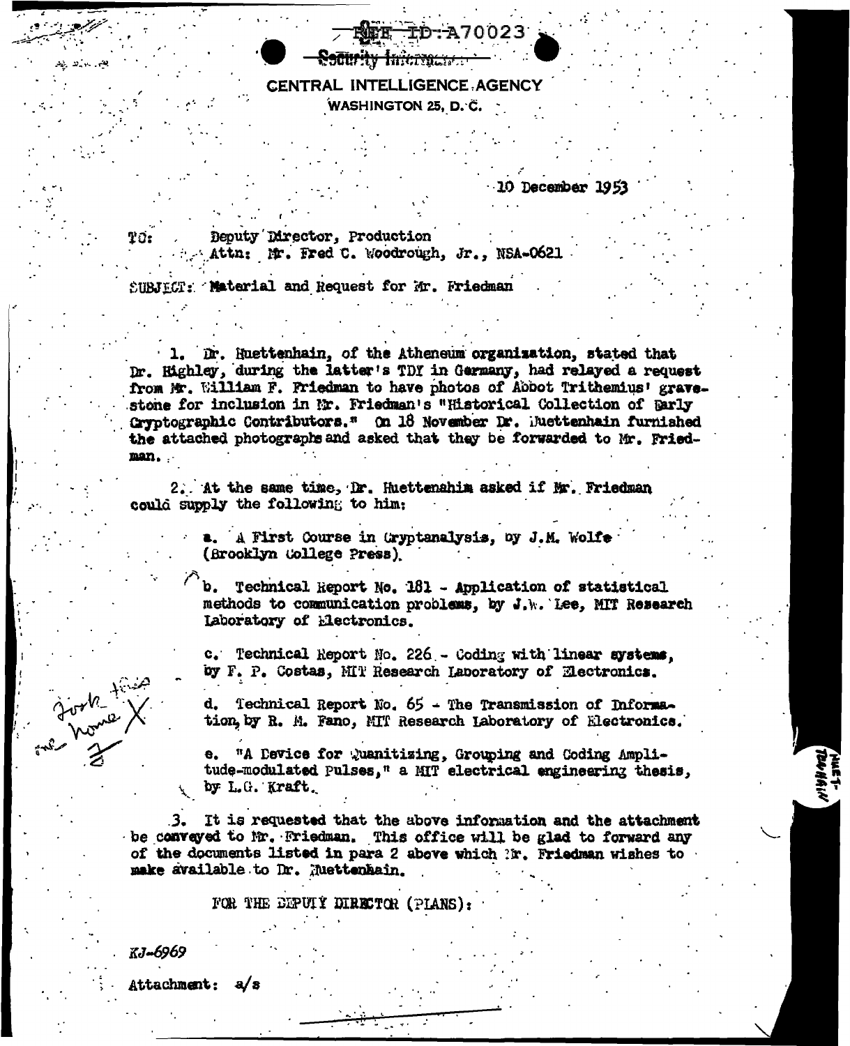REF ID:A70023

Security Information

CENTRAL INTELLIGENCE AGENCY
WASHINGTON 25, D. C.

10 December 1953

TO: Deputy Director, Production
Attn: Mr. Fred C. Woodrough, Jr., NSA-0621

SUBJECT: Material and Request for Mr. Friedman

1. Dr. Huettenhain, of the Atheneum organization, stated that Dr. Highley, during the latter's TDY in Germany, had relayed a request from Mr. William F. Friedman to have photos of Abbot Trithemius' gravestone for inclusion in Mr. Friedman's "Historical Collection of Early Cryptographic Contributors." On 18 November Dr. Huettenhain furnished the attached photographs and asked that they be forwarded to Mr. Friedman.

2. At the same time, Dr. Huettenahim asked if Mr. Friedman could supply the following to him:

a. A First Course in Cryptanalysis, by J.M. Wolfe (Brooklyn College Press).

b. Technical Report No. 181 - Application of statistical methods to communication problems, by J.W. Lee, MIT Research Laboratory of Electronics.

c. Technical Report No. 226 - Coding with linear systems, by F. P. Costas, MIT Research Laboratory of Electronics.

d. Technical Report No. 65 - The Transmission of Information, by R. M. Fano, MIT Research Laboratory of Electronics.

e. "A Device for Quanitizing, Grouping and Coding Amplitude-modulated Pulses," a MIT electrical engineering thesis, by L.G. Kraft.

3. It is requested that the above information and the attachment be conveyed to Mr. Friedman. This office will be glad to forward any of the documents listed in para 2 above which Mr. Friedman wishes to make available to Dr. Huettenhain.

FOR THE DEPUTY DIRECTOR (PLANS):

KJ-6969

Attachment: a/s